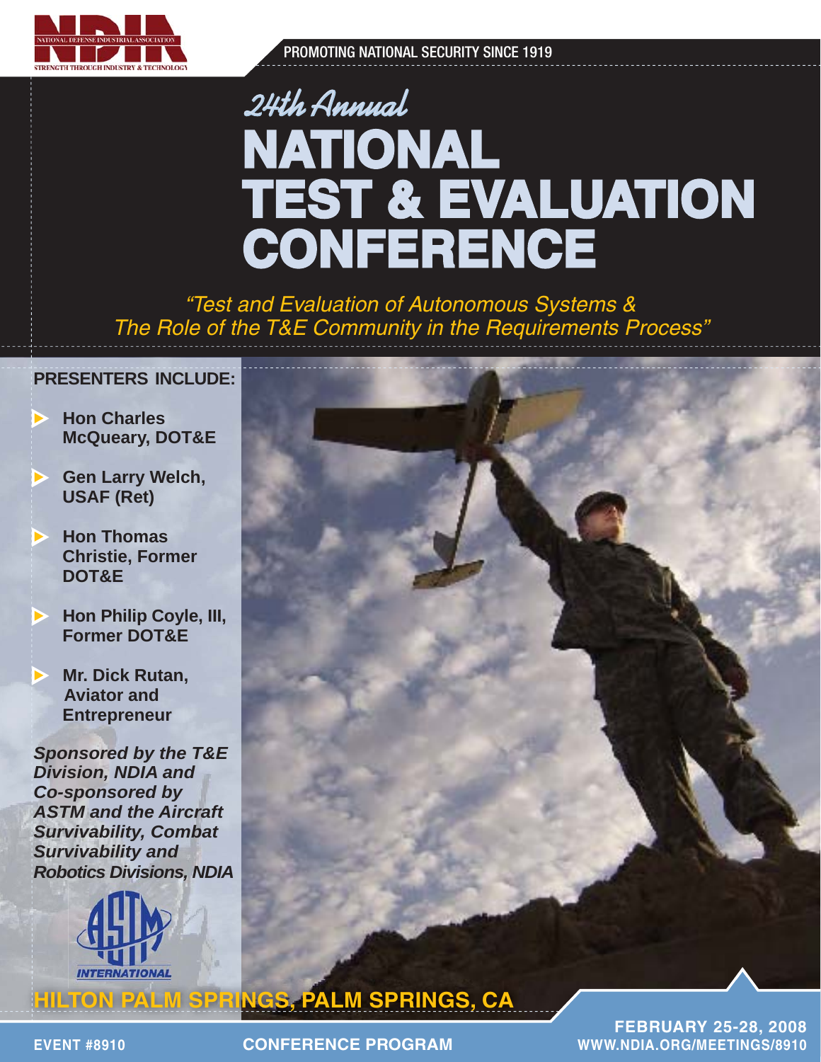NDIA
NATIONAL DEFENSE INDUSTRIAL ASSOCIATION
STRENGTH THROUGH INDUSTRY & TECHNOLOGY

PROMOTING NATIONAL SECURITY SINCE 1919

*24th Annual*

# NATIONAL TEST & EVALUATION CONFERENCE

*"Test and Evaluation of Autonomous Systems & The Role of the T&E Community in the Requirements Process"*

**PRESENTERS INCLUDE:**

- **Hon Charles McQueary, DOT&E**
- **Gen Larry Welch, USAF (Ret)**
- **Hon Thomas Christie, Former DOT&E**
- **Hon Philip Coyle, III, Former DOT&E**
- **Mr. Dick Rutan, Aviator and Entrepreneur**

***Sponsored by the T&E Division, NDIA and Co-sponsored by ASTM and the Aircraft Survivability, Combat Survivability and Robotics Divisions, NDIA***

ASTM INTERNATIONAL

**HILTON PALM SPRINGS, PALM SPRINGS, CA**

**EVENT #8910**

**CONFERENCE PROGRAM**

**FEBRUARY 25-28, 2008**
**WWW.NDIA.ORG/MEETINGS/8910**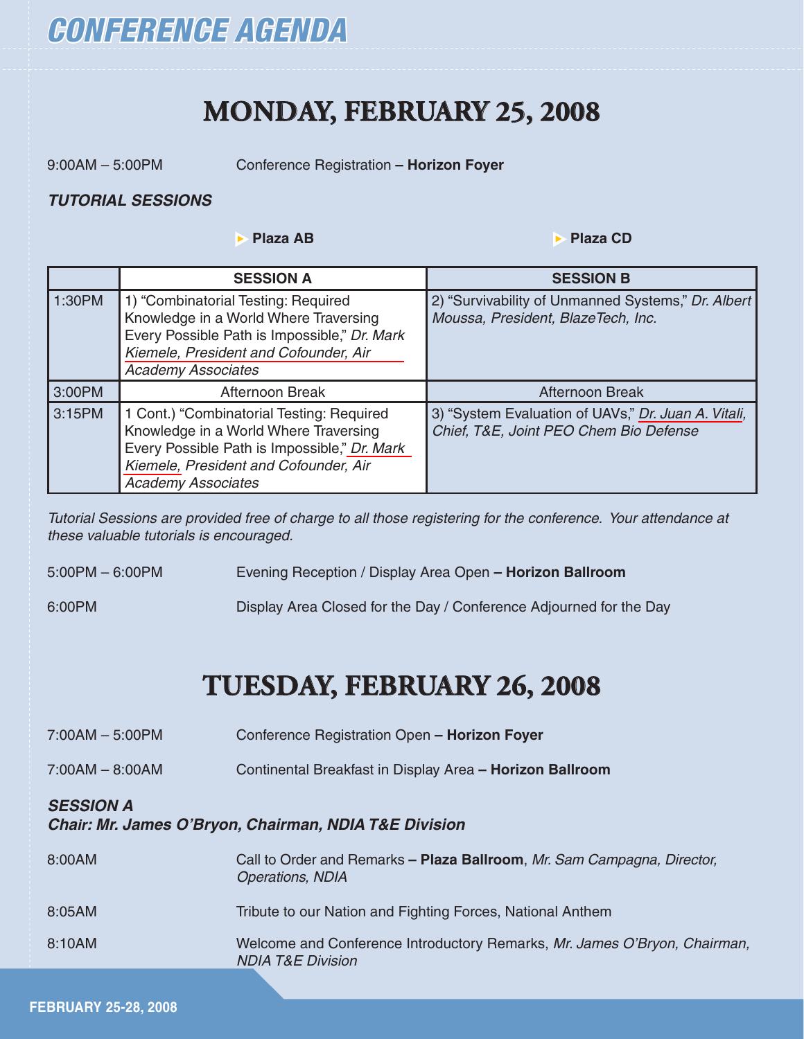# CONFERENCE AGENDA

## MONDAY, FEBRUARY 25, 2008

9:00AM – 5:00PM    Conference Registration – **Horizon Foyer**

***TUTORIAL SESSIONS***

| | SESSION A (Plaza AB) | SESSION B (Plaza CD) |
|---|---|---|
| 1:30PM | 1) "Combinatorial Testing: Required Knowledge in a World Where Traversing Every Possible Path is Impossible," *Dr. Mark Kiemele, President and Cofounder, Air Academy Associates* | 2) "Survivability of Unmanned Systems," *Dr. Albert Moussa, President, BlazeTech, Inc.* |
| 3:00PM | Afternoon Break | Afternoon Break |
| 3:15PM | 1 Cont.) "Combinatorial Testing: Required Knowledge in a World Where Traversing Every Possible Path is Impossible," *Dr. Mark Kiemele, President and Cofounder, Air Academy Associates* | 3) "System Evaluation of UAVs," *Dr. Juan A. Vitali, Chief, T&E, Joint PEO Chem Bio Defense* |

*Tutorial Sessions are provided free of charge to all those registering for the conference. Your attendance at these valuable tutorials is encouraged.*

5:00PM – 6:00PM    Evening Reception / Display Area Open – **Horizon Ballroom**

6:00PM    Display Area Closed for the Day / Conference Adjourned for the Day

## TUESDAY, FEBRUARY 26, 2008

7:00AM – 5:00PM    Conference Registration Open – **Horizon Foyer**

7:00AM – 8:00AM    Continental Breakfast in Display Area – **Horizon Ballroom**

***SESSION A***
***Chair: Mr. James O'Bryon, Chairman, NDIA T&E Division***

8:00AM    Call to Order and Remarks – **Plaza Ballroom**, *Mr. Sam Campagna, Director, Operations, NDIA*

8:05AM    Tribute to our Nation and Fighting Forces, National Anthem

8:10AM    Welcome and Conference Introductory Remarks, *Mr. James O'Bryon, Chairman, NDIA T&E Division*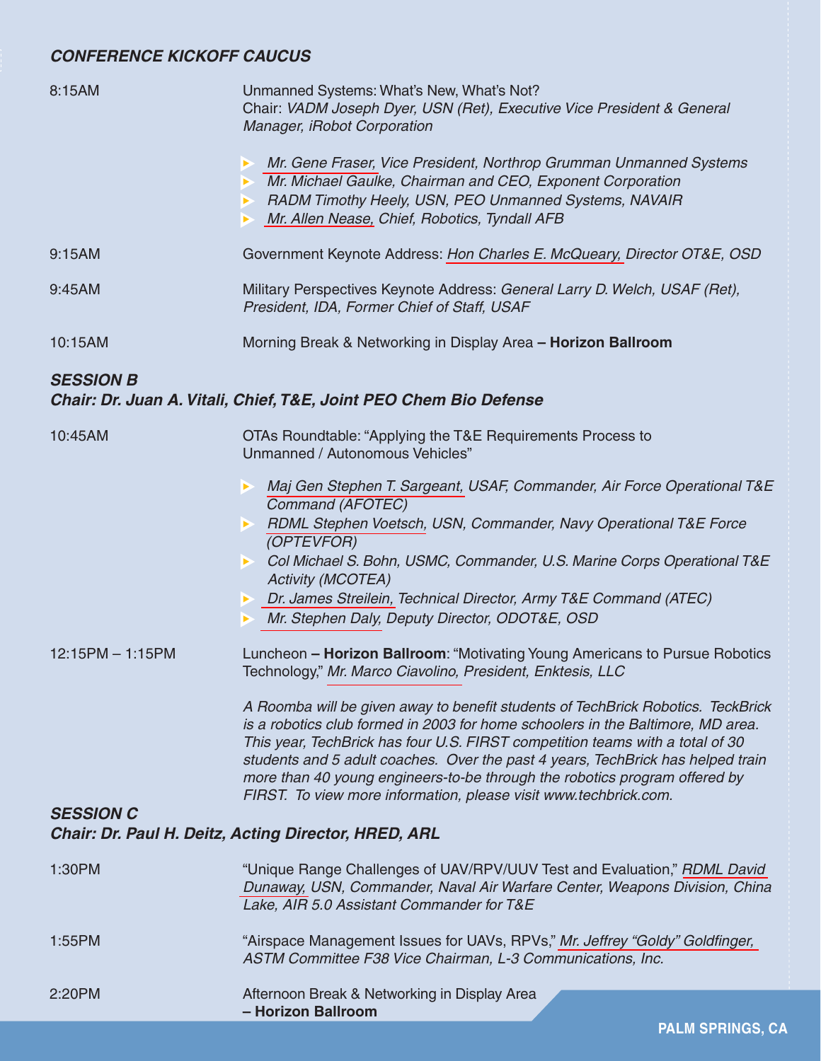### *CONFERENCE KICKOFF CAUCUS*

8:15AM — Unmanned Systems: What's New, What's Not?
Chair: *VADM Joseph Dyer, USN (Ret), Executive Vice President & General Manager, iRobot Corporation*

- *Mr. Gene Fraser, Vice President, Northrop Grumman Unmanned Systems*
- *Mr. Michael Gaulke, Chairman and CEO, Exponent Corporation*
- *RADM Timothy Heely, USN, PEO Unmanned Systems, NAVAIR*
- *Mr. Allen Nease, Chief, Robotics, Tyndall AFB*

9:15AM — Government Keynote Address: *Hon Charles E. McQueary, Director OT&E, OSD*

9:45AM — Military Perspectives Keynote Address: *General Larry D. Welch, USAF (Ret), President, IDA, Former Chief of Staff, USAF*

10:15AM — Morning Break & Networking in Display Area **– Horizon Ballroom**

### *SESSION B*
### *Chair: Dr. Juan A. Vitali, Chief, T&E, Joint PEO Chem Bio Defense*

10:45AM — OTAs Roundtable: "Applying the T&E Requirements Process to Unmanned / Autonomous Vehicles"

- *Maj Gen Stephen T. Sargeant, USAF, Commander, Air Force Operational T&E Command (AFOTEC)*
- *RDML Stephen Voetsch, USN, Commander, Navy Operational T&E Force (OPTEVFOR)*
- *Col Michael S. Bohn, USMC, Commander, U.S. Marine Corps Operational T&E Activity (MCOTEA)*
- *Dr. James Streilein, Technical Director, Army T&E Command (ATEC)*
- *Mr. Stephen Daly, Deputy Director, ODOT&E, OSD*

12:15PM – 1:15PM — Luncheon **– Horizon Ballroom**: "Motivating Young Americans to Pursue Robotics Technology," *Mr. Marco Ciavolino, President, Enktesis, LLC*

*A Roomba will be given away to benefit students of TechBrick Robotics. TeckBrick is a robotics club formed in 2003 for home schoolers in the Baltimore, MD area. This year, TechBrick has four U.S. FIRST competition teams with a total of 30 students and 5 adult coaches. Over the past 4 years, TechBrick has helped train more than 40 young engineers-to-be through the robotics program offered by FIRST. To view more information, please visit www.techbrick.com.*

### *SESSION C*
### *Chair: Dr. Paul H. Deitz, Acting Director, HRED, ARL*

1:30PM — "Unique Range Challenges of UAV/RPV/UUV Test and Evaluation," *RDML David Dunaway, USN, Commander, Naval Air Warfare Center, Weapons Division, China Lake, AIR 5.0 Assistant Commander for T&E*

1:55PM — "Airspace Management Issues for UAVs, RPVs," *Mr. Jeffrey "Goldy" Goldfinger, ASTM Committee F38 Vice Chairman, L-3 Communications, Inc.*

2:20PM — Afternoon Break & Networking in Display Area **– Horizon Ballroom**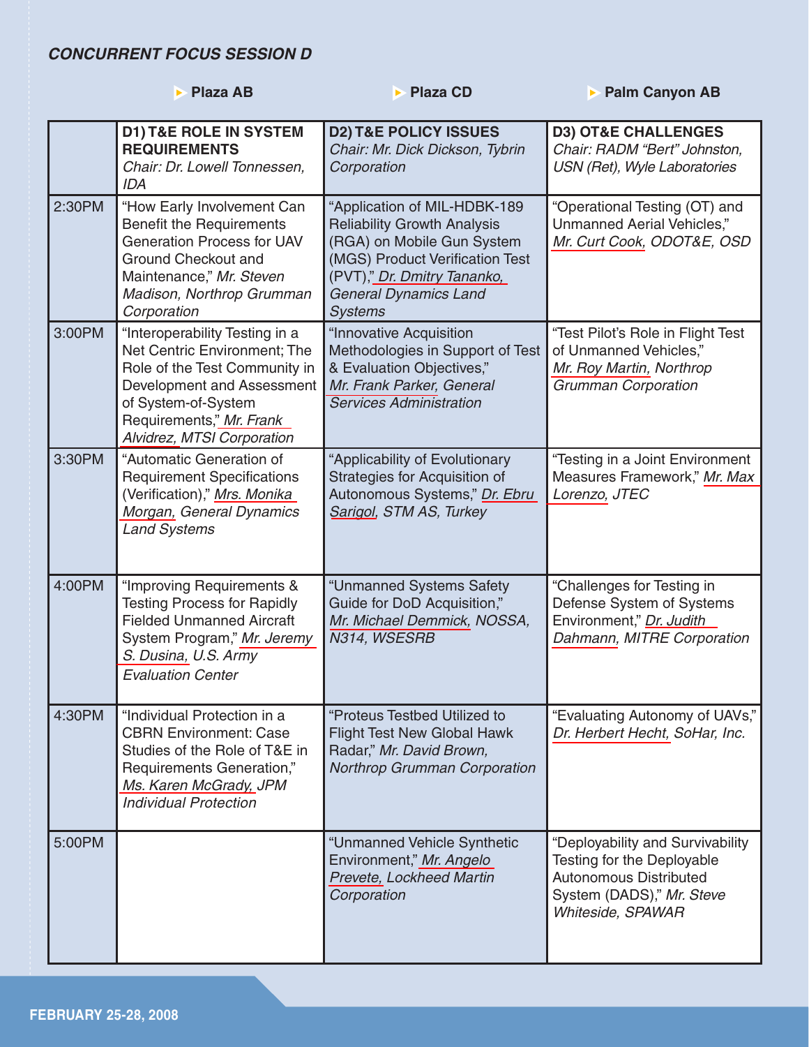### *CONCURRENT FOCUS SESSION D*

| | Plaza AB | Plaza CD | Palm Canyon AB |
|---|---|---|---|
| | **D1) T&E ROLE IN SYSTEM REQUIREMENTS** *Chair: Dr. Lowell Tonnessen, IDA* | **D2) T&E POLICY ISSUES** *Chair: Mr. Dick Dickson, Tybrin Corporation* | **D3) OT&E CHALLENGES** *Chair: RADM "Bert" Johnston, USN (Ret), Wyle Laboratories* |
| 2:30PM | "How Early Involvement Can Benefit the Requirements Generation Process for UAV Ground Checkout and Maintenance," *Mr. Steven Madison, Northrop Grumman Corporation* | "Application of MIL-HDBK-189 Reliability Growth Analysis (RGA) on Mobile Gun System (MGS) Product Verification Test (PVT)," *Dr. Dmitry Tananko, General Dynamics Land Systems* | "Operational Testing (OT) and Unmanned Aerial Vehicles," *Mr. Curt Cook, ODOT&E, OSD* |
| 3:00PM | "Interoperability Testing in a Net Centric Environment; The Role of the Test Community in Development and Assessment of System-of-System Requirements," *Mr. Frank Alvidrez, MTSI Corporation* | "Innovative Acquisition Methodologies in Support of Test & Evaluation Objectives," *Mr. Frank Parker, General Services Administration* | "Test Pilot's Role in Flight Test of Unmanned Vehicles," *Mr. Roy Martin, Northrop Grumman Corporation* |
| 3:30PM | "Automatic Generation of Requirement Specifications (Verification)," *Mrs. Monika Morgan, General Dynamics Land Systems* | "Applicability of Evolutionary Strategies for Acquisition of Autonomous Systems," *Dr. Ebru Sarigol, STM AS, Turkey* | "Testing in a Joint Environment Measures Framework," *Mr. Max Lorenzo, JTEC* |
| 4:00PM | "Improving Requirements & Testing Process for Rapidly Fielded Unmanned Aircraft System Program," *Mr. Jeremy S. Dusina, U.S. Army Evaluation Center* | "Unmanned Systems Safety Guide for DoD Acquisition," *Mr. Michael Demmick, NOSSA, N314, WSESRB* | "Challenges for Testing in Defense System of Systems Environment," *Dr. Judith Dahmann, MITRE Corporation* |
| 4:30PM | "Individual Protection in a CBRN Environment: Case Studies of the Role of T&E in Requirements Generation," *Ms. Karen McGrady, JPM Individual Protection* | "Proteus Testbed Utilized to Flight Test New Global Hawk Radar," *Mr. David Brown, Northrop Grumman Corporation* | "Evaluating Autonomy of UAVs," *Dr. Herbert Hecht, SoHar, Inc.* |
| 5:00PM | | "Unmanned Vehicle Synthetic Environment," *Mr. Angelo Prevete, Lockheed Martin Corporation* | "Deployability and Survivability Testing for the Deployable Autonomous Distributed System (DADS)," *Mr. Steve Whiteside, SPAWAR* |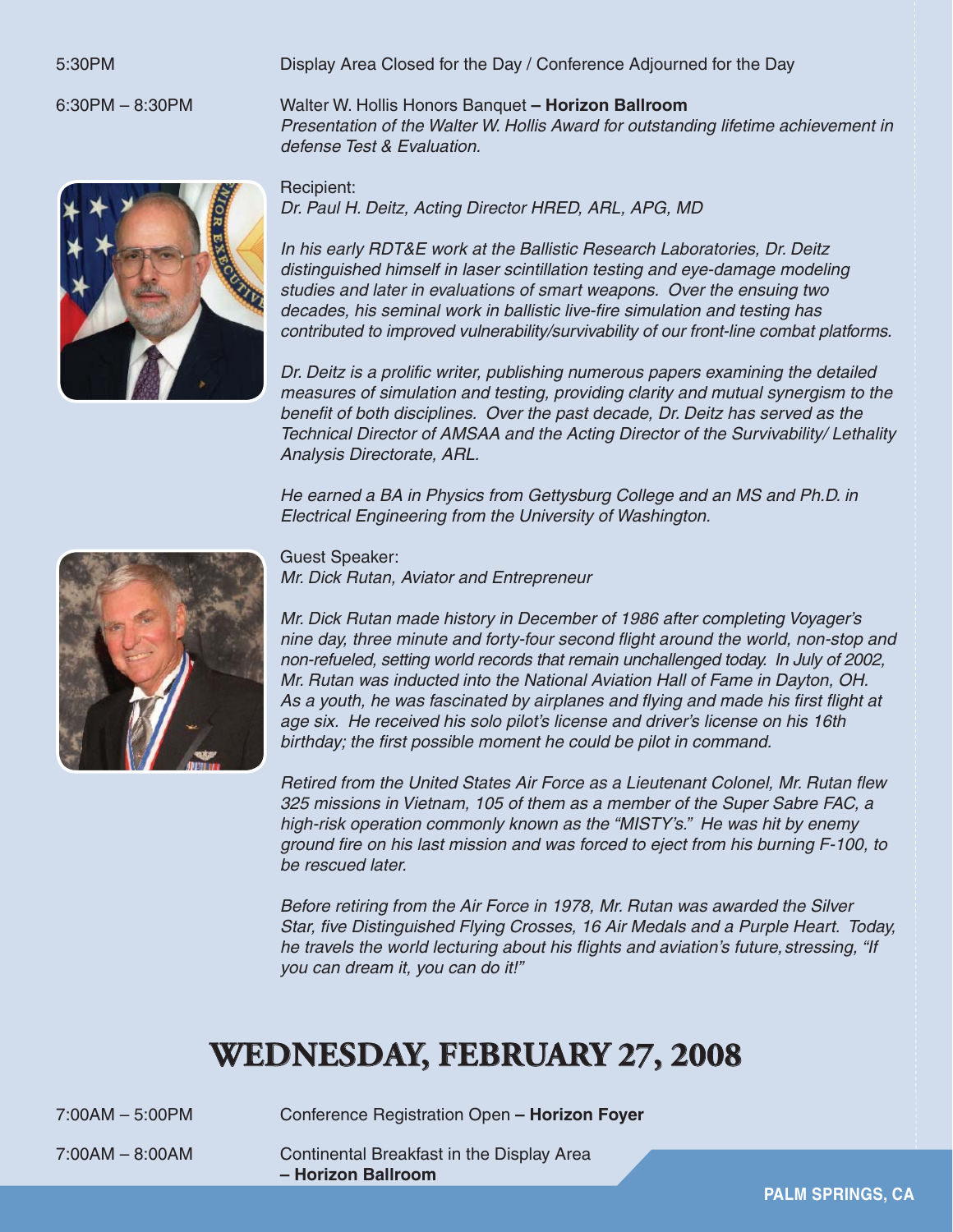5:30PM Display Area Closed for the Day / Conference Adjourned for the Day

6:30PM – 8:30PM Walter W. Hollis Honors Banquet **– Horizon Ballroom**
*Presentation of the Walter W. Hollis Award for outstanding lifetime achievement in defense Test & Evaluation.*

Recipient:
*Dr. Paul H. Deitz, Acting Director HRED, ARL, APG, MD*

*In his early RDT&E work at the Ballistic Research Laboratories, Dr. Deitz distinguished himself in laser scintillation testing and eye-damage modeling studies and later in evaluations of smart weapons. Over the ensuing two decades, his seminal work in ballistic live-fire simulation and testing has contributed to improved vulnerability/survivability of our front-line combat platforms.*

*Dr. Deitz is a prolific writer, publishing numerous papers examining the detailed measures of simulation and testing, providing clarity and mutual synergism to the benefit of both disciplines. Over the past decade, Dr. Deitz has served as the Technical Director of AMSAA and the Acting Director of the Survivability/ Lethality Analysis Directorate, ARL.*

*He earned a BA in Physics from Gettysburg College and an MS and Ph.D. in Electrical Engineering from the University of Washington.*

Guest Speaker:
*Mr. Dick Rutan, Aviator and Entrepreneur*

*Mr. Dick Rutan made history in December of 1986 after completing Voyager's nine day, three minute and forty-four second flight around the world, non-stop and non-refueled, setting world records that remain unchallenged today. In July of 2002, Mr. Rutan was inducted into the National Aviation Hall of Fame in Dayton, OH. As a youth, he was fascinated by airplanes and flying and made his first flight at age six. He received his solo pilot's license and driver's license on his 16th birthday; the first possible moment he could be pilot in command.*

*Retired from the United States Air Force as a Lieutenant Colonel, Mr. Rutan flew 325 missions in Vietnam, 105 of them as a member of the Super Sabre FAC, a high-risk operation commonly known as the "MISTY's." He was hit by enemy ground fire on his last mission and was forced to eject from his burning F-100, to be rescued later.*

*Before retiring from the Air Force in 1978, Mr. Rutan was awarded the Silver Star, five Distinguished Flying Crosses, 16 Air Medals and a Purple Heart. Today, he travels the world lecturing about his flights and aviation's future, stressing, "If you can dream it, you can do it!"*

# WEDNESDAY, FEBRUARY 27, 2008

7:00AM – 5:00PM Conference Registration Open **– Horizon Foyer**

7:00AM – 8:00AM Continental Breakfast in the Display Area **– Horizon Ballroom**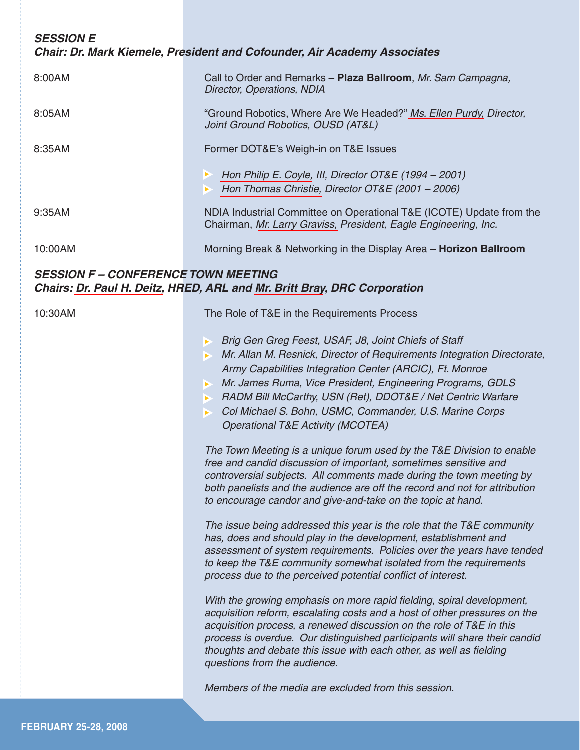### *SESSION E*
### *Chair: Dr. Mark Kiemele, President and Cofounder, Air Academy Associates*

8:00AM — Call to Order and Remarks **– Plaza Ballroom**, *Mr. Sam Campagna, Director, Operations, NDIA*

8:05AM — "Ground Robotics, Where Are We Headed?" *Ms. Ellen Purdy, Director, Joint Ground Robotics, OUSD (AT&L)*

8:35AM — Former DOT&E's Weigh-in on T&E Issues

- *Hon Philip E. Coyle, III, Director OT&E (1994 – 2001)*
- *Hon Thomas Christie, Director OT&E (2001 – 2006)*

9:35AM — NDIA Industrial Committee on Operational T&E (ICOTE) Update from the Chairman, *Mr. Larry Graviss, President, Eagle Engineering, Inc.*

10:00AM — Morning Break & Networking in the Display Area **– Horizon Ballroom**

### *SESSION F – CONFERENCE TOWN MEETING*
### *Chairs: Dr. Paul H. Deitz, HRED, ARL and Mr. Britt Bray, DRC Corporation*

10:30AM — The Role of T&E in the Requirements Process

- *Brig Gen Greg Feest, USAF, J8, Joint Chiefs of Staff*
- *Mr. Allan M. Resnick, Director of Requirements Integration Directorate, Army Capabilities Integration Center (ARCIC), Ft. Monroe*
- *Mr. James Ruma, Vice President, Engineering Programs, GDLS*
- *RADM Bill McCarthy, USN (Ret), DDOT&E / Net Centric Warfare*
- *Col Michael S. Bohn, USMC, Commander, U.S. Marine Corps Operational T&E Activity (MCOTEA)*

*The Town Meeting is a unique forum used by the T&E Division to enable free and candid discussion of important, sometimes sensitive and controversial subjects. All comments made during the town meeting by both panelists and the audience are off the record and not for attribution to encourage candor and give-and-take on the topic at hand.*

*The issue being addressed this year is the role that the T&E community has, does and should play in the development, establishment and assessment of system requirements. Policies over the years have tended to keep the T&E community somewhat isolated from the requirements process due to the perceived potential conflict of interest.*

*With the growing emphasis on more rapid fielding, spiral development, acquisition reform, escalating costs and a host of other pressures on the acquisition process, a renewed discussion on the role of T&E in this process is overdue. Our distinguished participants will share their candid thoughts and debate this issue with each other, as well as fielding questions from the audience.*

*Members of the media are excluded from this session.*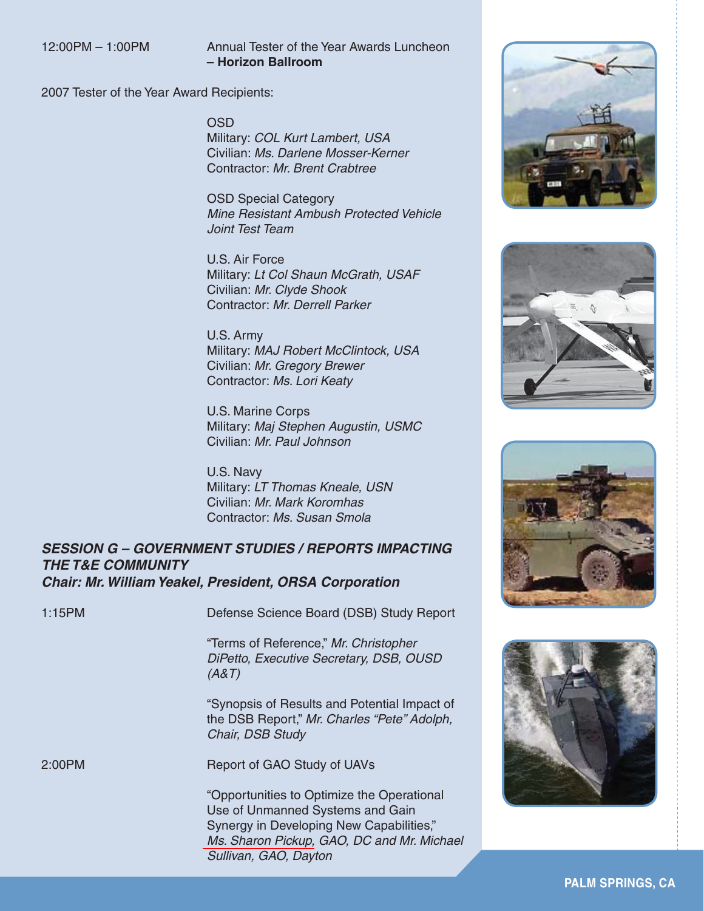12:00PM – 1:00PM Annual Tester of the Year Awards Luncheon **– Horizon Ballroom**

2007 Tester of the Year Award Recipients:

OSD
Military: *COL Kurt Lambert, USA*
Civilian: *Ms. Darlene Mosser-Kerner*
Contractor: *Mr. Brent Crabtree*

OSD Special Category
*Mine Resistant Ambush Protected Vehicle Joint Test Team*

U.S. Air Force
Military: *Lt Col Shaun McGrath, USAF*
Civilian: *Mr. Clyde Shook*
Contractor: *Mr. Derrell Parker*

U.S. Army
Military: *MAJ Robert McClintock, USA*
Civilian: *Mr. Gregory Brewer*
Contractor: *Ms. Lori Keaty*

U.S. Marine Corps
Military: *Maj Stephen Augustin, USMC*
Civilian: *Mr. Paul Johnson*

U.S. Navy
Military: *LT Thomas Kneale, USN*
Civilian: *Mr. Mark Koromhas*
Contractor: *Ms. Susan Smola*

### *SESSION G – GOVERNMENT STUDIES / REPORTS IMPACTING THE T&E COMMUNITY*
### *Chair: Mr. William Yeakel, President, ORSA Corporation*

1:15PM Defense Science Board (DSB) Study Report

"Terms of Reference," *Mr. Christopher DiPetto, Executive Secretary, DSB, OUSD (A&T)*

"Synopsis of Results and Potential Impact of the DSB Report," *Mr. Charles "Pete" Adolph, Chair, DSB Study*

2:00PM Report of GAO Study of UAVs

"Opportunities to Optimize the Operational Use of Unmanned Systems and Gain Synergy in Developing New Capabilities," *Ms. Sharon Pickup, GAO, DC and Mr. Michael Sullivan, GAO, Dayton*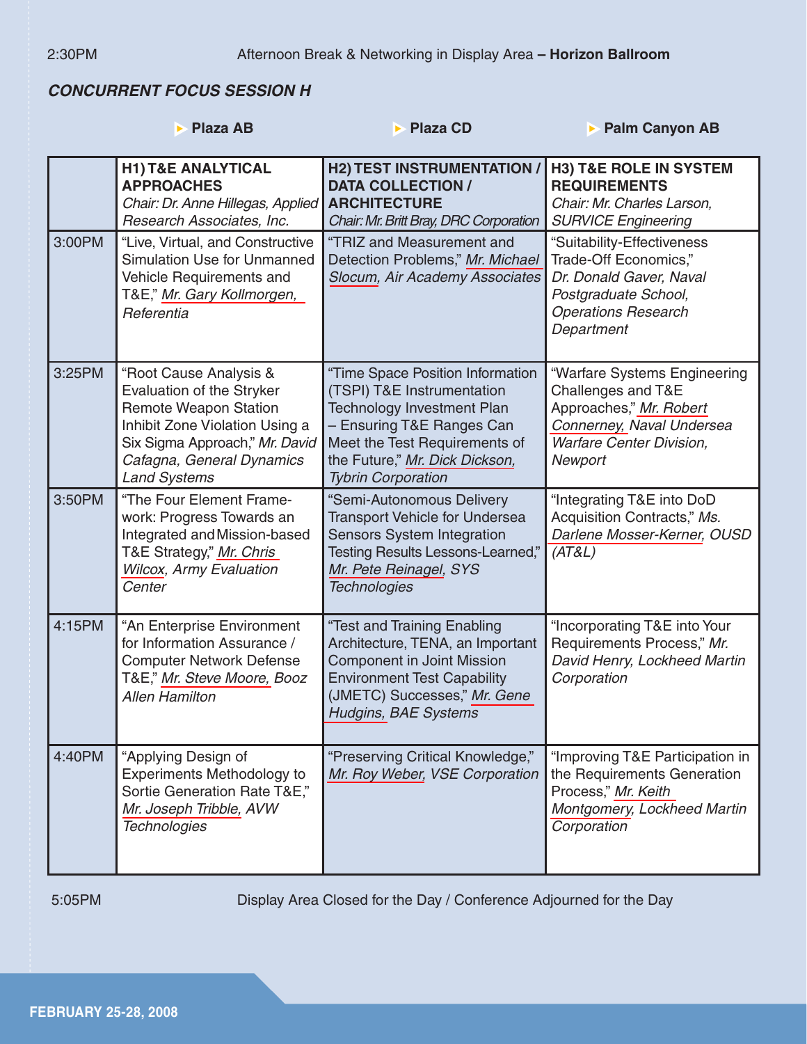2:30PM Afternoon Break & Networking in Display Area – **Horizon Ballroom**

***CONCURRENT FOCUS SESSION H***

| | Plaza AB | Plaza CD | Palm Canyon AB |
|---|---|---|---|
| | **H1) T&E ANALYTICAL APPROACHES** *Chair: Dr. Anne Hillegas, Applied Research Associates, Inc.* | **H2) TEST INSTRUMENTATION / DATA COLLECTION / ARCHITECTURE** *Chair: Mr. Britt Bray, DRC Corporation* | **H3) T&E ROLE IN SYSTEM REQUIREMENTS** *Chair: Mr. Charles Larson, SURVICE Engineering* |
| 3:00PM | "Live, Virtual, and Constructive Simulation Use for Unmanned Vehicle Requirements and T&E," *Mr. Gary Kollmorgen, Referentia* | "TRIZ and Measurement and Detection Problems," *Mr. Michael Slocum, Air Academy Associates* | "Suitability-Effectiveness Trade-Off Economics," *Dr. Donald Gaver, Naval Postgraduate School, Operations Research Department* |
| 3:25PM | "Root Cause Analysis & Evaluation of the Stryker Remote Weapon Station Inhibit Zone Violation Using a Six Sigma Approach," *Mr. David Cafagna, General Dynamics Land Systems* | "Time Space Position Information (TSPI) T&E Instrumentation Technology Investment Plan – Ensuring T&E Ranges Can Meet the Test Requirements of the Future," *Mr. Dick Dickson, Tybrin Corporation* | "Warfare Systems Engineering Challenges and T&E Approaches," *Mr. Robert Connerney, Naval Undersea Warfare Center Division, Newport* |
| 3:50PM | "The Four Element Frame-work: Progress Towards an Integrated and Mission-based T&E Strategy," *Mr. Chris Wilcox, Army Evaluation Center* | "Semi-Autonomous Delivery Transport Vehicle for Undersea Sensors System Integration Testing Results Lessons-Learned," *Mr. Pete Reinagel, SYS Technologies* | "Integrating T&E into DoD Acquisition Contracts," *Ms. Darlene Mosser-Kerner, OUSD (AT&L)* |
| 4:15PM | "An Enterprise Environment for Information Assurance / Computer Network Defense T&E," *Mr. Steve Moore, Booz Allen Hamilton* | "Test and Training Enabling Architecture, TENA, an Important Component in Joint Mission Environment Test Capability (JMETC) Successes," *Mr. Gene Hudgins, BAE Systems* | "Incorporating T&E into Your Requirements Process," *Mr. David Henry, Lockheed Martin Corporation* |
| 4:40PM | "Applying Design of Experiments Methodology to Sortie Generation Rate T&E," *Mr. Joseph Tribble, AVW Technologies* | "Preserving Critical Knowledge," *Mr. Roy Weber, VSE Corporation* | "Improving T&E Participation in the Requirements Generation Process," *Mr. Keith Montgomery, Lockheed Martin Corporation* |

5:05PM Display Area Closed for the Day / Conference Adjourned for the Day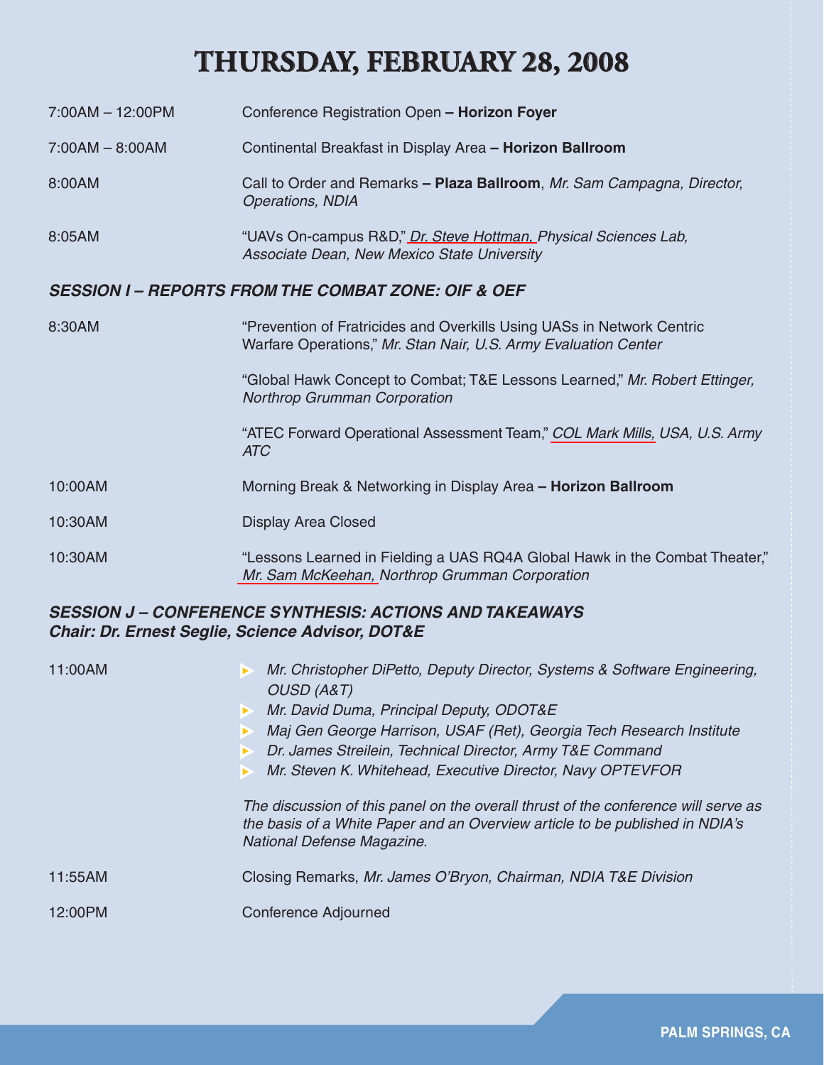# THURSDAY, FEBRUARY 28, 2008

7:00AM – 12:00PM Conference Registration Open **– Horizon Foyer**

7:00AM – 8:00AM Continental Breakfast in Display Area **– Horizon Ballroom**

8:00AM Call to Order and Remarks **– Plaza Ballroom**, *Mr. Sam Campagna, Director, Operations, NDIA*

8:05AM "UAVs On-campus R&D," *Dr. Steve Hottman, Physical Sciences Lab, Associate Dean, New Mexico State University*

### *SESSION I – REPORTS FROM THE COMBAT ZONE: OIF & OEF*

8:30AM "Prevention of Fratricides and Overkills Using UASs in Network Centric Warfare Operations," *Mr. Stan Nair, U.S. Army Evaluation Center*

"Global Hawk Concept to Combat; T&E Lessons Learned," *Mr. Robert Ettinger, Northrop Grumman Corporation*

"ATEC Forward Operational Assessment Team," *COL Mark Mills, USA, U.S. Army ATC*

10:00AM Morning Break & Networking in Display Area **– Horizon Ballroom**

10:30AM Display Area Closed

10:30AM "Lessons Learned in Fielding a UAS RQ4A Global Hawk in the Combat Theater," *Mr. Sam McKeehan, Northrop Grumman Corporation*

### *SESSION J – CONFERENCE SYNTHESIS: ACTIONS AND TAKEAWAYS*
### *Chair: Dr. Ernest Seglie, Science Advisor, DOT&E*

11:00AM

- *Mr. Christopher DiPetto, Deputy Director, Systems & Software Engineering, OUSD (A&T)*
- *Mr. David Duma, Principal Deputy, ODOT&E*
- *Maj Gen George Harrison, USAF (Ret), Georgia Tech Research Institute*
- *Dr. James Streilein, Technical Director, Army T&E Command*
- *Mr. Steven K. Whitehead, Executive Director, Navy OPTEVFOR*

*The discussion of this panel on the overall thrust of the conference will serve as the basis of a White Paper and an Overview article to be published in NDIA's National Defense Magazine.*

11:55AM Closing Remarks, *Mr. James O'Bryon, Chairman, NDIA T&E Division*

12:00PM Conference Adjourned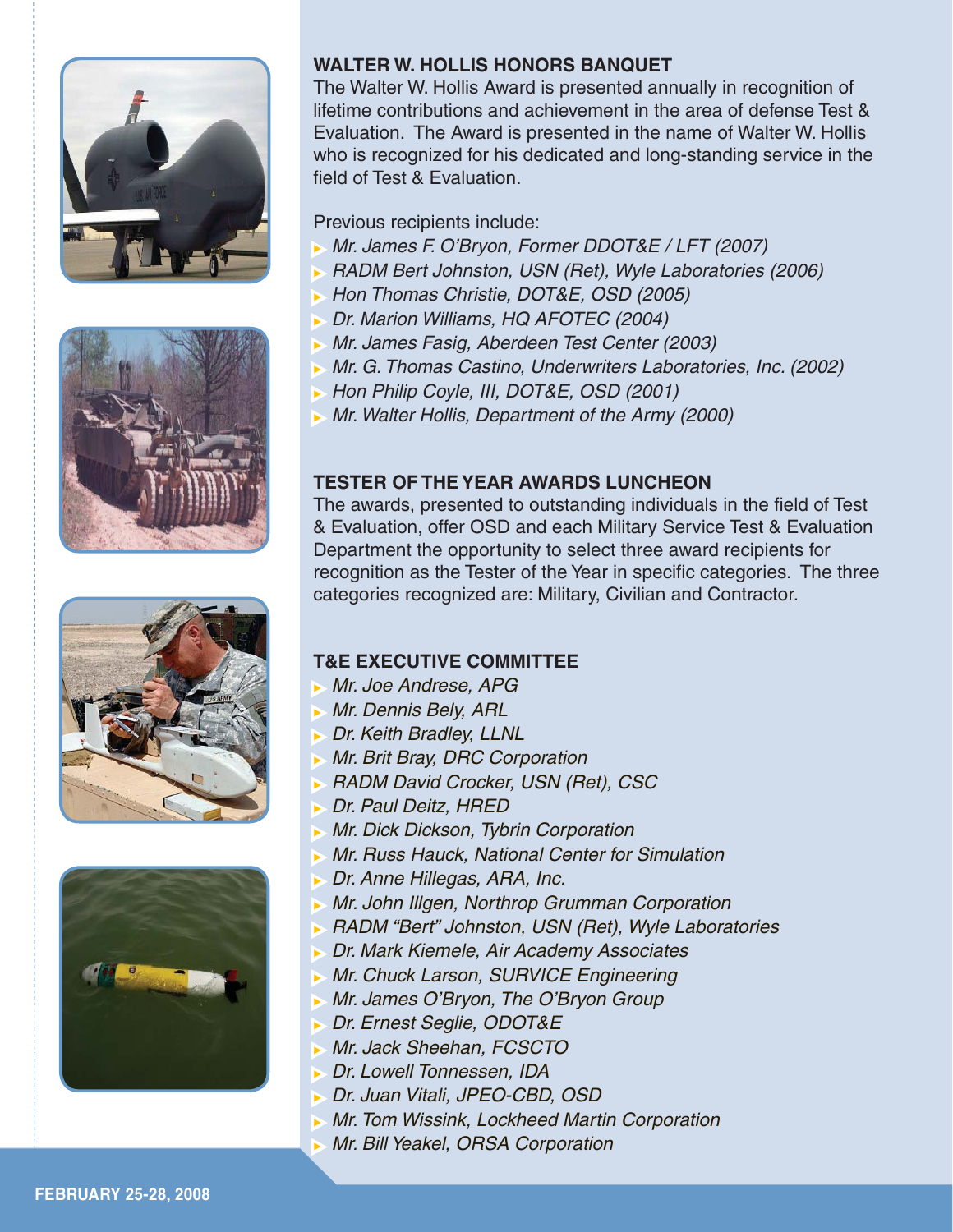## WALTER W. HOLLIS HONORS BANQUET

The Walter W. Hollis Award is presented annually in recognition of lifetime contributions and achievement in the area of defense Test & Evaluation. The Award is presented in the name of Walter W. Hollis who is recognized for his dedicated and long-standing service in the field of Test & Evaluation.

Previous recipients include:

- *Mr. James F. O'Bryon, Former DDOT&E / LFT (2007)*
- *RADM Bert Johnston, USN (Ret), Wyle Laboratories (2006)*
- *Hon Thomas Christie, DOT&E, OSD (2005)*
- *Dr. Marion Williams, HQ AFOTEC (2004)*
- *Mr. James Fasig, Aberdeen Test Center (2003)*
- *Mr. G. Thomas Castino, Underwriters Laboratories, Inc. (2002)*
- *Hon Philip Coyle, III, DOT&E, OSD (2001)*
- *Mr. Walter Hollis, Department of the Army (2000)*

## TESTER OF THE YEAR AWARDS LUNCHEON

The awards, presented to outstanding individuals in the field of Test & Evaluation, offer OSD and each Military Service Test & Evaluation Department the opportunity to select three award recipients for recognition as the Tester of the Year in specific categories. The three categories recognized are: Military, Civilian and Contractor.

## T&E EXECUTIVE COMMITTEE

- *Mr. Joe Andrese, APG*
- *Mr. Dennis Bely, ARL*
- *Dr. Keith Bradley, LLNL*
- *Mr. Brit Bray, DRC Corporation*
- *RADM David Crocker, USN (Ret), CSC*
- *Dr. Paul Deitz, HRED*
- *Mr. Dick Dickson, Tybrin Corporation*
- *Mr. Russ Hauck, National Center for Simulation*
- *Dr. Anne Hillegas, ARA, Inc.*
- *Mr. John Illgen, Northrop Grumman Corporation*
- *RADM "Bert" Johnston, USN (Ret), Wyle Laboratories*
- *Dr. Mark Kiemele, Air Academy Associates*
- *Mr. Chuck Larson, SURVICE Engineering*
- *Mr. James O'Bryon, The O'Bryon Group*
- *Dr. Ernest Seglie, ODOT&E*
- *Mr. Jack Sheehan, FCSCTO*
- *Dr. Lowell Tonnessen, IDA*
- *Dr. Juan Vitali, JPEO-CBD, OSD*
- *Mr. Tom Wissink, Lockheed Martin Corporation*
- *Mr. Bill Yeakel, ORSA Corporation*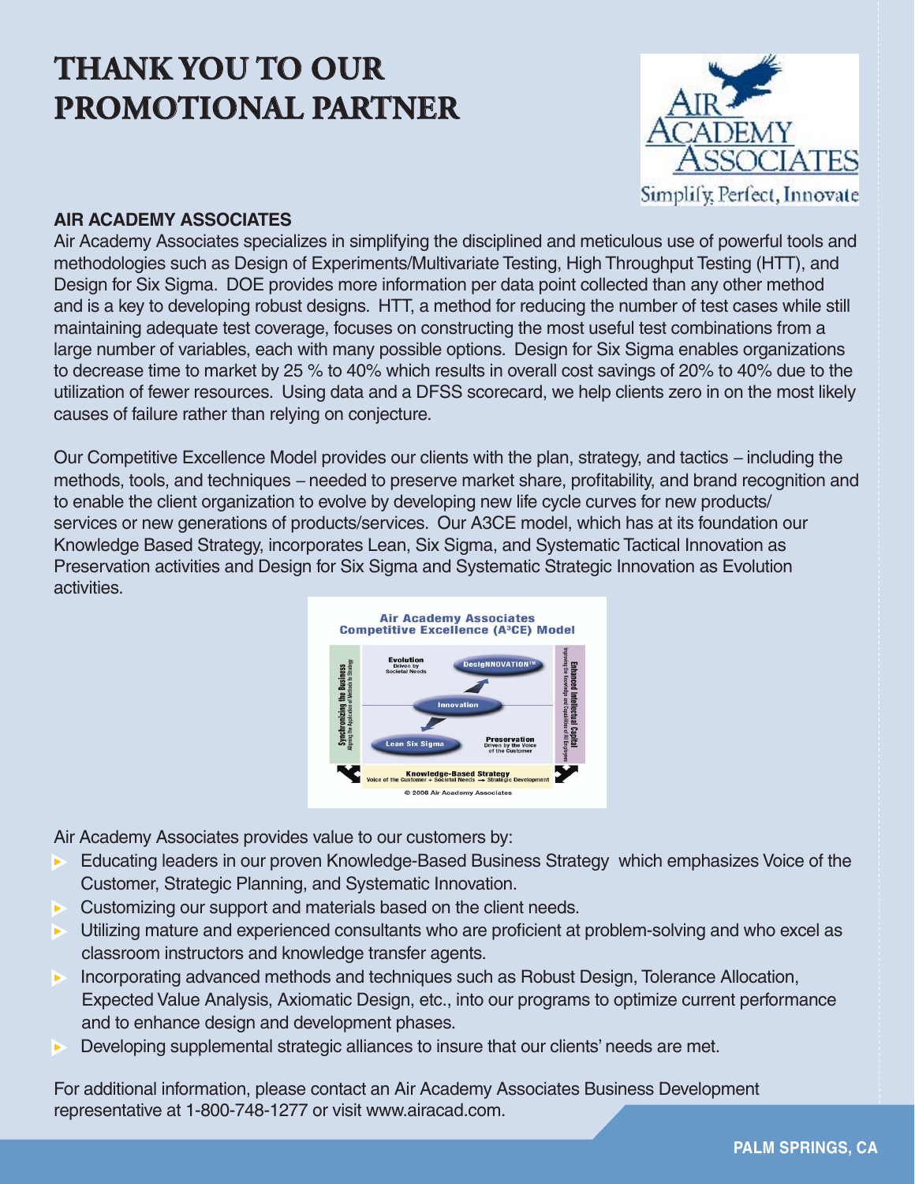# THANK YOU TO OUR PROMOTIONAL PARTNER

AIR ACADEMY ASSOCIATES

Simplify, Perfect, Innovate

## AIR ACADEMY ASSOCIATES

Air Academy Associates specializes in simplifying the disciplined and meticulous use of powerful tools and methodologies such as Design of Experiments/Multivariate Testing, High Throughput Testing (HTT), and Design for Six Sigma. DOE provides more information per data point collected than any other method and is a key to developing robust designs. HTT, a method for reducing the number of test cases while still maintaining adequate test coverage, focuses on constructing the most useful test combinations from a large number of variables, each with many possible options. Design for Six Sigma enables organizations to decrease time to market by 25 % to 40% which results in overall cost savings of 20% to 40% due to the utilization of fewer resources. Using data and a DFSS scorecard, we help clients zero in on the most likely causes of failure rather than relying on conjecture.

Our Competitive Excellence Model provides our clients with the plan, strategy, and tactics – including the methods, tools, and techniques – needed to preserve market share, profitability, and brand recognition and to enable the client organization to evolve by developing new life cycle curves for new products/services or new generations of products/services. Our A3CE model, which has at its foundation our Knowledge Based Strategy, incorporates Lean, Six Sigma, and Systematic Tactical Innovation as Preservation activities and Design for Six Sigma and Systematic Strategic Innovation as Evolution activities.

Air Academy Associates Competitive Excellence (A³CE) Model

Air Academy Associates provides value to our customers by:

- Educating leaders in our proven Knowledge-Based Business Strategy which emphasizes Voice of the Customer, Strategic Planning, and Systematic Innovation.
- Customizing our support and materials based on the client needs.
- Utilizing mature and experienced consultants who are proficient at problem-solving and who excel as classroom instructors and knowledge transfer agents.
- Incorporating advanced methods and techniques such as Robust Design, Tolerance Allocation, Expected Value Analysis, Axiomatic Design, etc., into our programs to optimize current performance and to enhance design and development phases.
- Developing supplemental strategic alliances to insure that our clients' needs are met.

For additional information, please contact an Air Academy Associates Business Development representative at 1-800-748-1277 or visit www.airacad.com.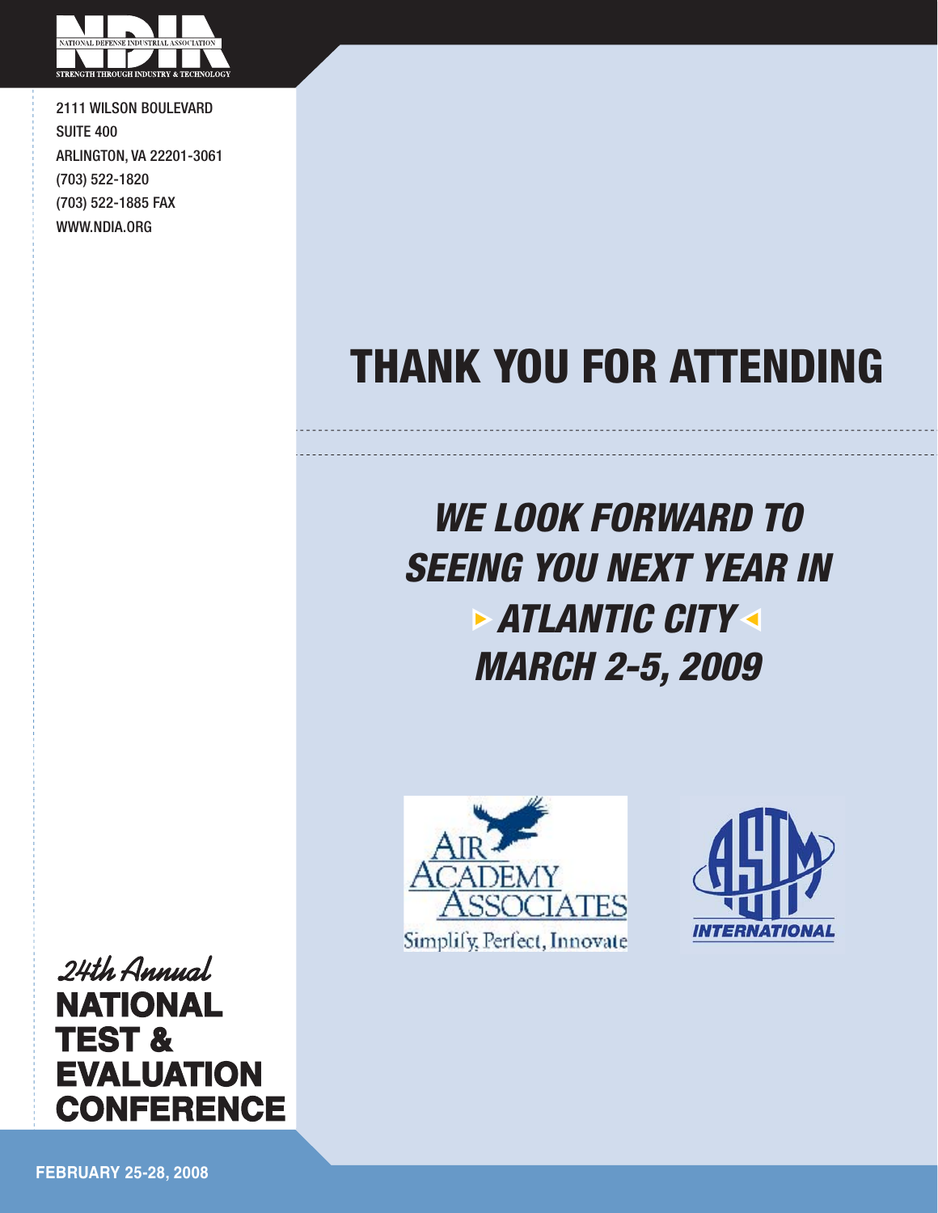NATIONAL DEFENSE INDUSTRIAL ASSOCIATION

STRENGTH THROUGH INDUSTRY & TECHNOLOGY

2111 WILSON BOULEVARD
SUITE 400
ARLINGTON, VA 22201-3061
(703) 522-1820
(703) 522-1885 FAX
WWW.NDIA.ORG

# THANK YOU FOR ATTENDING

## *WE LOOK FORWARD TO SEEING YOU NEXT YEAR IN ATLANTIC CITY MARCH 2-5, 2009*

AIR ACADEMY ASSOCIATES

Simplify, Perfect, Innovate

ASTM INTERNATIONAL

*24th Annual*

**NATIONAL TEST & EVALUATION CONFERENCE**

**FEBRUARY 25-28, 2008**